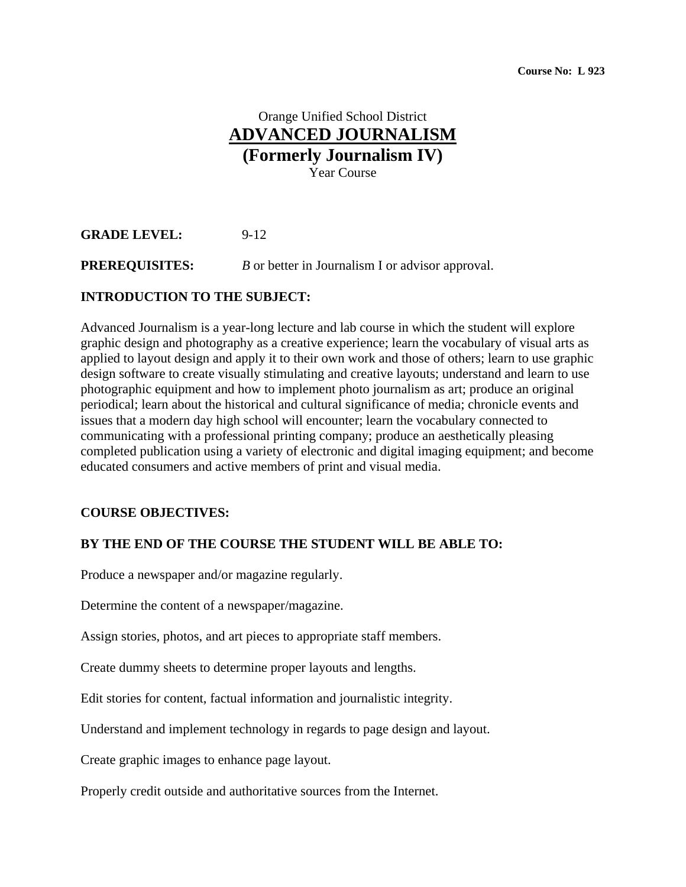**Course No: L 923**

# Orange Unified School District
# ADVANCED JOURNALISM
## (Formerly Journalism IV)
Year Course

**GRADE LEVEL:** 9-12

**PREREQUISITES:** *B* or better in Journalism I or advisor approval.

**INTRODUCTION TO THE SUBJECT:**

Advanced Journalism is a year-long lecture and lab course in which the student will explore graphic design and photography as a creative experience; learn the vocabulary of visual arts as applied to layout design and apply it to their own work and those of others; learn to use graphic design software to create visually stimulating and creative layouts; understand and learn to use photographic equipment and how to implement photo journalism as art; produce an original periodical; learn about the historical and cultural significance of media; chronicle events and issues that a modern day high school will encounter; learn the vocabulary connected to communicating with a professional printing company; produce an aesthetically pleasing completed publication using a variety of electronic and digital imaging equipment; and become educated consumers and active members of print and visual media.

**COURSE OBJECTIVES:**

**BY THE END OF THE COURSE THE STUDENT WILL BE ABLE TO:**

Produce a newspaper and/or magazine regularly.

Determine the content of a newspaper/magazine.

Assign stories, photos, and art pieces to appropriate staff members.

Create dummy sheets to determine proper layouts and lengths.

Edit stories for content, factual information and journalistic integrity.

Understand and implement technology in regards to page design and layout.

Create graphic images to enhance page layout.

Properly credit outside and authoritative sources from the Internet.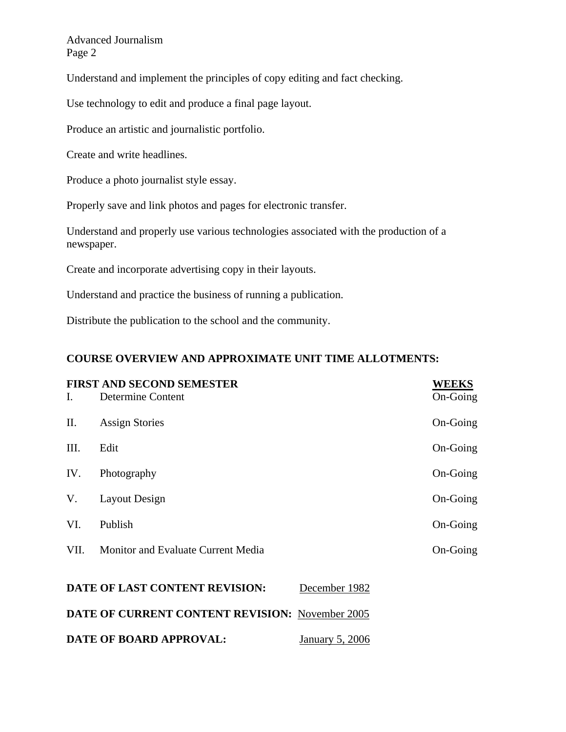Understand and implement the principles of copy editing and fact checking.

Use technology to edit and produce a final page layout.

Produce an artistic and journalistic portfolio.

Create and write headlines.

Produce a photo journalist style essay.

Properly save and link photos and pages for electronic transfer.

Understand and properly use various technologies associated with the production of a newspaper.

Create and incorporate advertising copy in their layouts.

Understand and practice the business of running a publication.

Distribute the publication to the school and the community.

## COURSE OVERVIEW AND APPROXIMATE UNIT TIME ALLOTMENTS:

| | **FIRST AND SECOND SEMESTER** | **WEEKS** |
|---|---|---|
| I. | Determine Content | On-Going |
| II. | Assign Stories | On-Going |
| III. | Edit | On-Going |
| IV. | Photography | On-Going |
| V. | Layout Design | On-Going |
| VI. | Publish | On-Going |
| VII. | Monitor and Evaluate Current Media | On-Going |

**DATE OF LAST CONTENT REVISION:** December 1982

**DATE OF CURRENT CONTENT REVISION:** November 2005

**DATE OF BOARD APPROVAL:** January 5, 2006